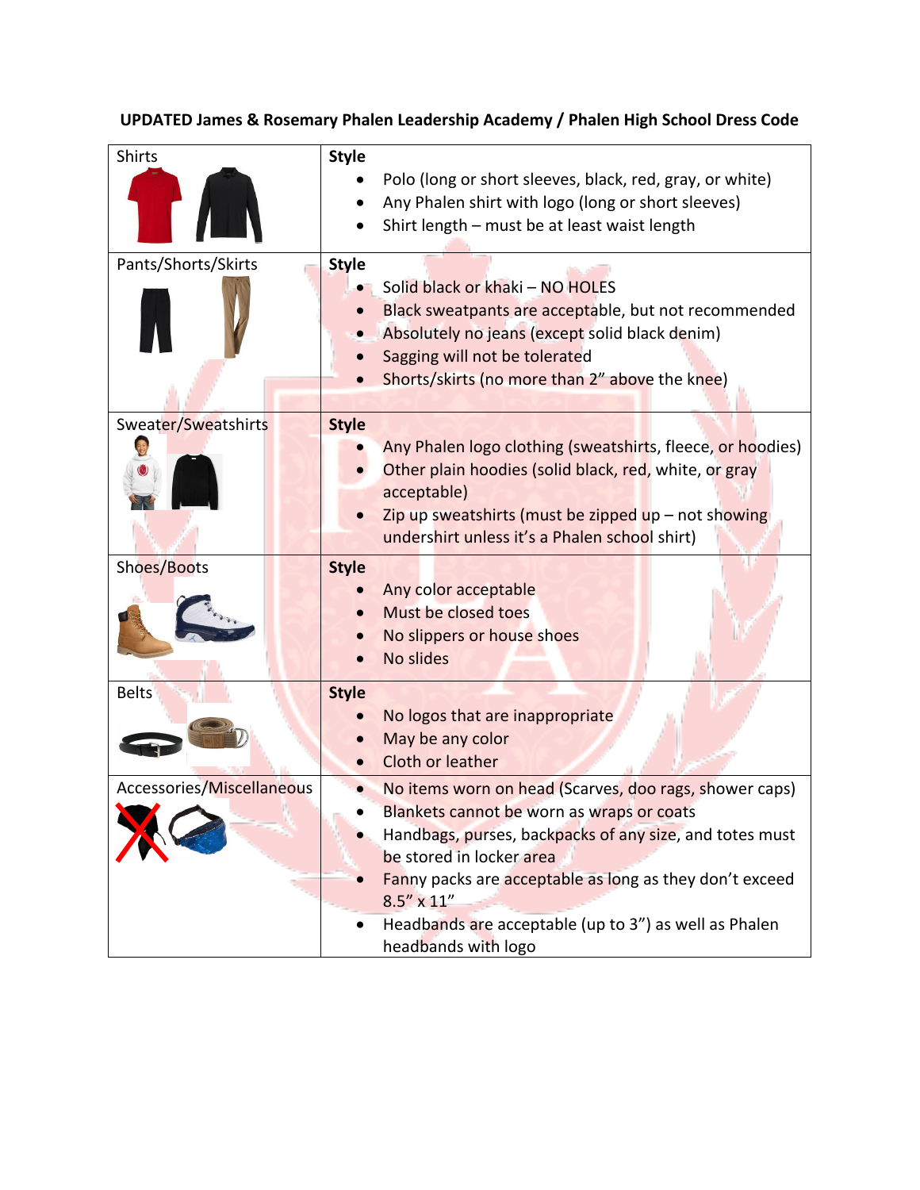**UPDATED James & Rosemary Phalen Leadership Academy / Phalen High School Dress Code**

| Shirts | **Style**<br>• Polo (long or short sleeves, black, red, gray, or white)<br>• Any Phalen shirt with logo (long or short sleeves)<br>• Shirt length – must be at least waist length |
|---|---|
| Pants/Shorts/Skirts | **Style**<br>• Solid black or khaki – NO HOLES<br>• Black sweatpants are acceptable, but not recommended<br>• Absolutely no jeans (except solid black denim)<br>• Sagging will not be tolerated<br>• Shorts/skirts (no more than 2" above the knee) |
| Sweater/Sweatshirts | **Style**<br>• Any Phalen logo clothing (sweatshirts, fleece, or hoodies)<br>• Other plain hoodies (solid black, red, white, or gray acceptable)<br>• Zip up sweatshirts (must be zipped up – not showing undershirt unless it's a Phalen school shirt) |
| Shoes/Boots | **Style**<br>• Any color acceptable<br>• Must be closed toes<br>• No slippers or house shoes<br>• No slides |
| Belts | **Style**<br>• No logos that are inappropriate<br>• May be any color<br>• Cloth or leather |
| Accessories/Miscellaneous | • No items worn on head (Scarves, doo rags, shower caps)<br>• Blankets cannot be worn as wraps or coats<br>• Handbags, purses, backpacks of any size, and totes must be stored in locker area<br>• Fanny packs are acceptable as long as they don't exceed 8.5" x 11"<br>• Headbands are acceptable (up to 3") as well as Phalen headbands with logo |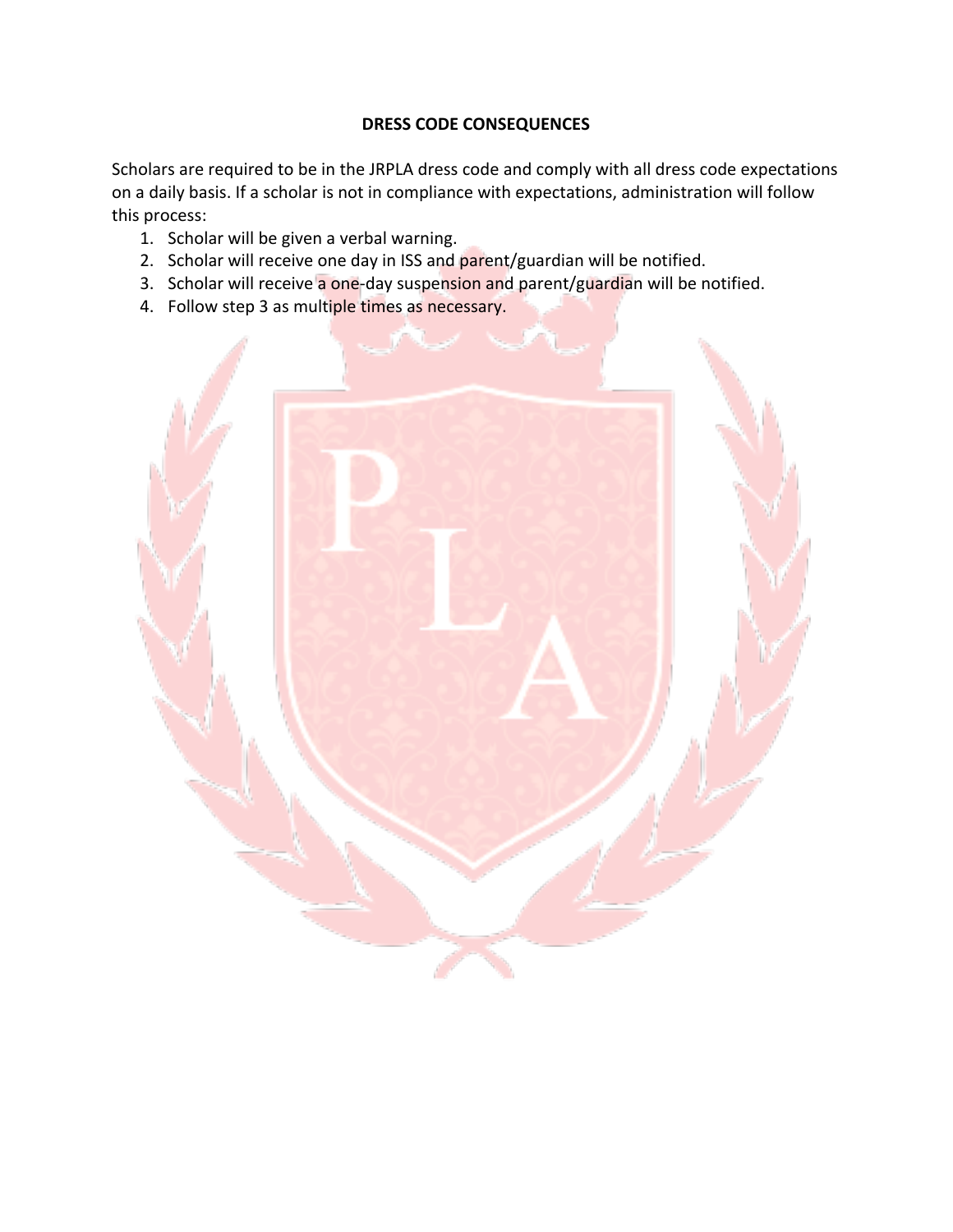**DRESS CODE CONSEQUENCES**

Scholars are required to be in the JRPLA dress code and comply with all dress code expectations on a daily basis. If a scholar is not in compliance with expectations, administration will follow this process:

1. Scholar will be given a verbal warning.
2. Scholar will receive one day in ISS and parent/guardian will be notified.
3. Scholar will receive a one-day suspension and parent/guardian will be notified.
4. Follow step 3 as multiple times as necessary.